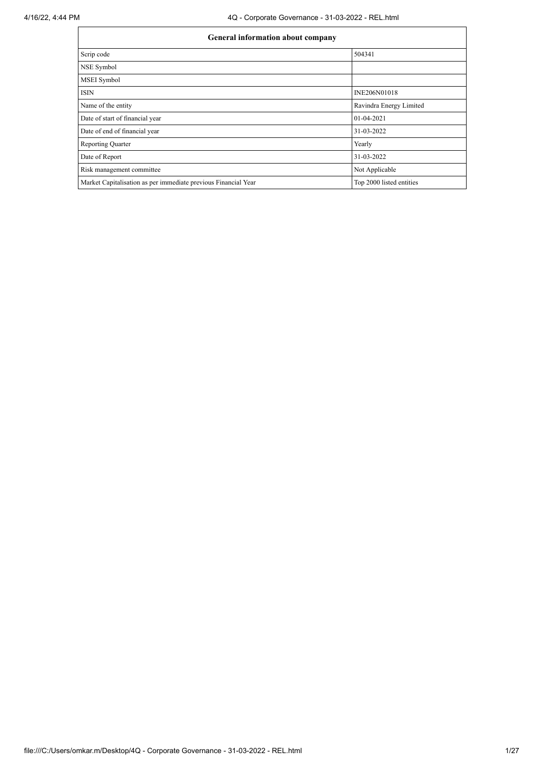| General information about company | |
|---|---|
| Scrip code | 504341 |
| NSE Symbol | |
| MSEI Symbol | |
| ISIN | INE206N01018 |
| Name of the entity | Ravindra Energy Limited |
| Date of start of financial year | 01-04-2021 |
| Date of end of financial year | 31-03-2022 |
| Reporting Quarter | Yearly |
| Date of Report | 31-03-2022 |
| Risk management committee | Not Applicable |
| Market Capitalisation as per immediate previous Financial Year | Top 2000 listed entities |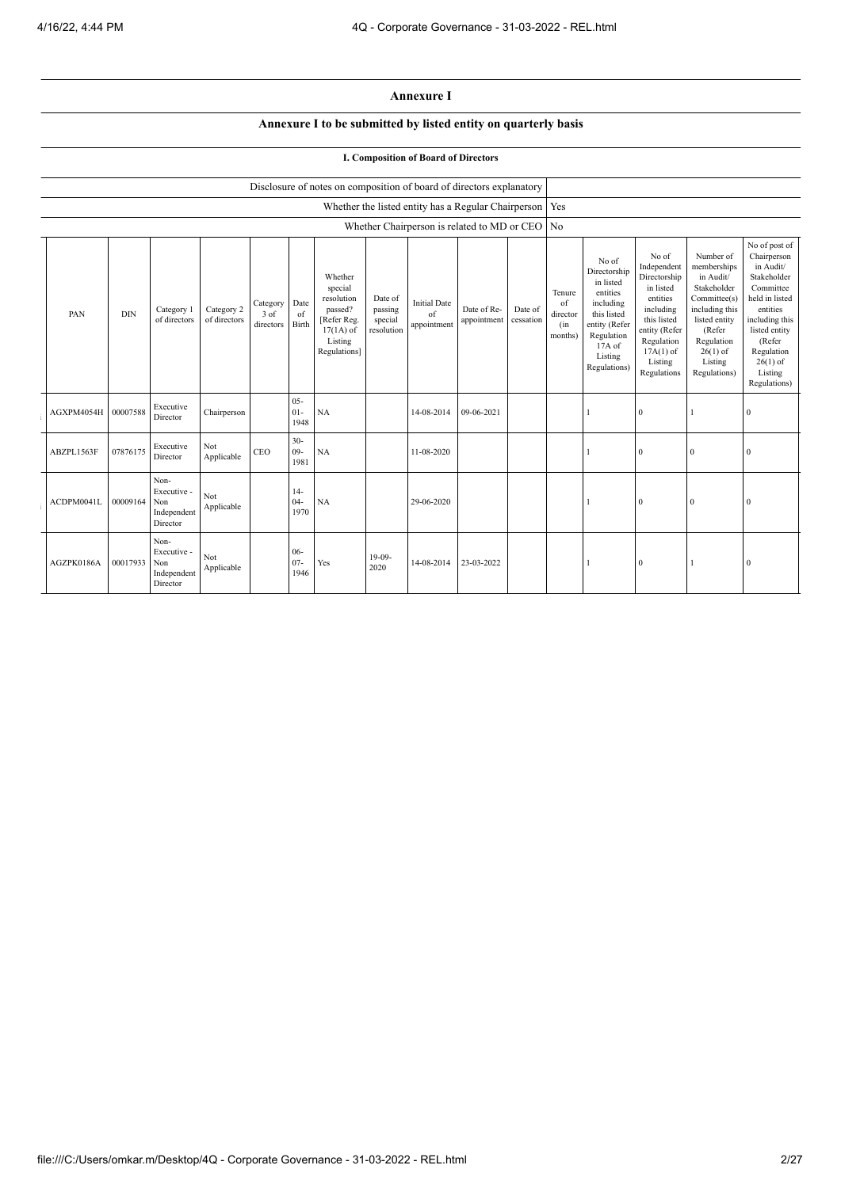## Annexure I

### Annexure I to be submitted by listed entity on quarterly basis

#### I. Composition of Board of Directors

| | |
|---|---|
| Disclosure of notes on composition of board of directors explanatory | |
| Whether the listed entity has a Regular Chairperson | Yes |
| Whether Chairperson is related to MD or CEO | No |

| PAN | DIN | Category 1 of directors | Category 2 of directors | Category 3 of directors | Date of Birth | Whether special resolution passed? [Refer Reg. 17(1A) of Listing Regulations] | Date of passing special resolution | Initial Date of appointment | Date of Re-appointment | Date of cessation | Tenure of director (in months) | No of Directorship in listed entities including this listed entity (Refer Regulation 17A of Listing Regulations) | No of Independent Directorship in listed entities including this listed entity (Refer Regulation 17A(1) of Listing Regulations | Number of memberships in Audit/ Stakeholder Committee(s) including this listed entity (Refer Regulation 26(1) of Listing Regulations) | No of post of Chairperson in Audit/ Stakeholder Committee held in listed entities including this listed entity (Refer Regulation 26(1) of Listing Regulations) |
|---|---|---|---|---|---|---|---|---|---|---|---|---|---|---|---|
| AGXPM4054H | 00007588 | Executive Director | Chairperson | | 05-01-1948 | NA | | 14-08-2014 | 09-06-2021 | | | 1 | 0 | 1 | 0 |
| ABZPL1563F | 07876175 | Executive Director | Not Applicable | CEO | 30-09-1981 | NA | | 11-08-2020 | | | | 1 | 0 | 0 | 0 |
| ACDPM0041L | 00009164 | Non-Executive - Non Independent Director | Not Applicable | | 14-04-1970 | NA | | 29-06-2020 | | | | 1 | 0 | 0 | 0 |
| AGZPK0186A | 00017933 | Non-Executive - Non Independent Director | Not Applicable | | 06-07-1946 | Yes | 19-09-2020 | 14-08-2014 | 23-03-2022 | | | 1 | 0 | 1 | 0 |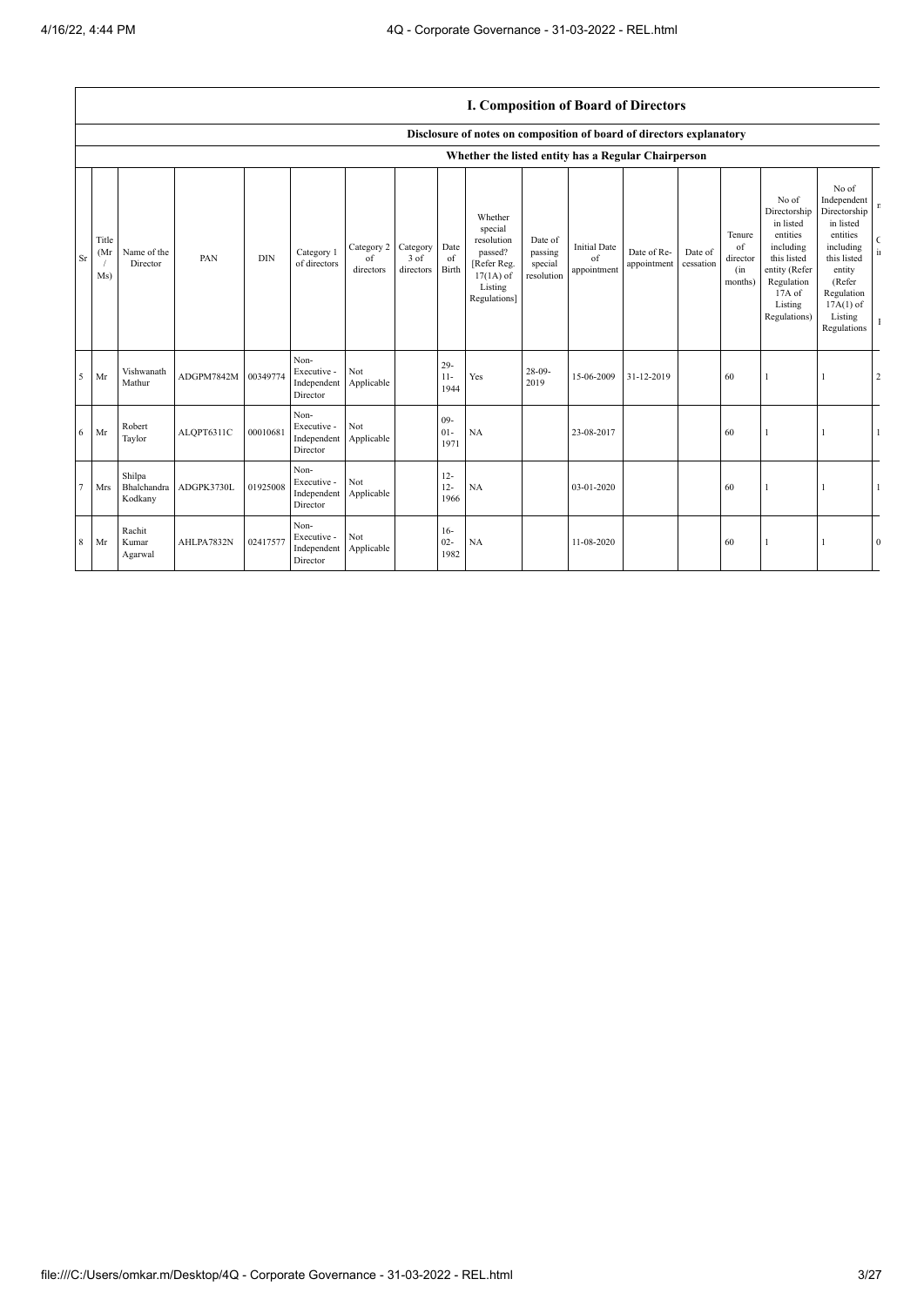## I. Composition of Board of Directors

Disclosure of notes on composition of board of directors explanatory

Whether the listed entity has a Regular Chairperson

| Sr | Title (Mr / Ms) | Name of the Director | PAN | DIN | Category 1 of directors | Category 2 of directors | Category 3 of directors | Date of Birth | Whether special resolution passed? [Refer Reg. 17(1A) of Listing Regulations] | Date of passing special resolution | Initial Date of appointment | Date of Re-appointment | Date of cessation | Tenure of director (in months) | No of Directorship in listed entities including this listed entity (Refer Regulation 17A of Listing Regulations) | No of Independent Directorship in listed entities including this listed entity (Refer Regulation 17A(1) of Listing Regulations | |
|---|---|---|---|---|---|---|---|---|---|---|---|---|---|---|---|---|---|
| 5 | Mr | Vishwanath Mathur | ADGPM7842M | 00349774 | Non-Executive - Independent Director | Not Applicable | | 29-11-1944 | Yes | 28-09-2019 | 15-06-2009 | 31-12-2019 | | 60 | 1 | 1 | 2 |
| 6 | Mr | Robert Taylor | ALQPT6311C | 00010681 | Non-Executive - Independent Director | Not Applicable | | 09-01-1971 | NA | | 23-08-2017 | | | 60 | 1 | 1 | 1 |
| 7 | Mrs | Shilpa Bhalchandra Kodkany | ADGPK3730L | 01925008 | Non-Executive - Independent Director | Not Applicable | | 12-12-1966 | NA | | 03-01-2020 | | | 60 | 1 | 1 | 1 |
| 8 | Mr | Rachit Kumar Agarwal | AHLPA7832N | 02417577 | Non-Executive - Independent Director | Not Applicable | | 16-02-1982 | NA | | 11-08-2020 | | | 60 | 1 | 1 | 0 |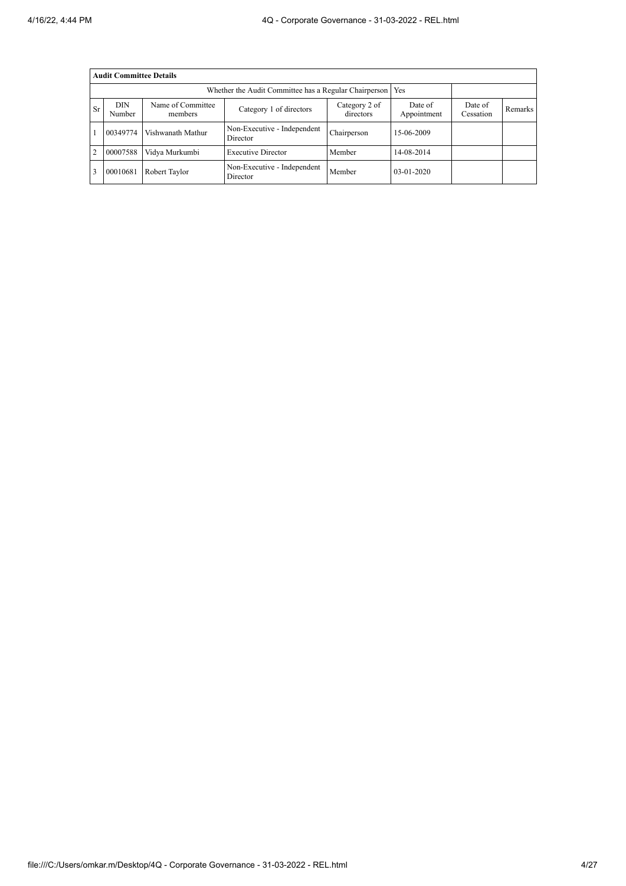| Audit Committee Details | | | | | | | |
|---|---|---|---|---|---|---|---|
| Whether the Audit Committee has a Regular Chairperson | | | | | Yes | | |
| Sr | DIN Number | Name of Committee members | Category 1 of directors | Category 2 of directors | Date of Appointment | Date of Cessation | Remarks |
| 1 | 00349774 | Vishwanath Mathur | Non-Executive - Independent Director | Chairperson | 15-06-2009 | | |
| 2 | 00007588 | Vidya Murkumbi | Executive Director | Member | 14-08-2014 | | |
| 3 | 00010681 | Robert Taylor | Non-Executive - Independent Director | Member | 03-01-2020 | | |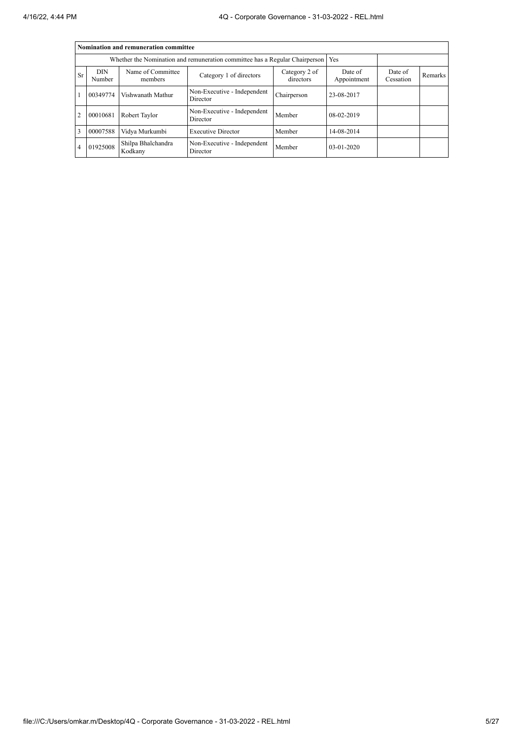| Nomination and remuneration committee | | | | | | | |
|---|---|---|---|---|---|---|---|
| Whether the Nomination and remuneration committee has a Regular Chairperson | | | | | Yes | | |
| Sr | DIN Number | Name of Committee members | Category 1 of directors | Category 2 of directors | Date of Appointment | Date of Cessation | Remarks |
| 1 | 00349774 | Vishwanath Mathur | Non-Executive - Independent Director | Chairperson | 23-08-2017 | | |
| 2 | 00010681 | Robert Taylor | Non-Executive - Independent Director | Member | 08-02-2019 | | |
| 3 | 00007588 | Vidya Murkumbi | Executive Director | Member | 14-08-2014 | | |
| 4 | 01925008 | Shilpa Bhalchandra Kodkany | Non-Executive - Independent Director | Member | 03-01-2020 | | |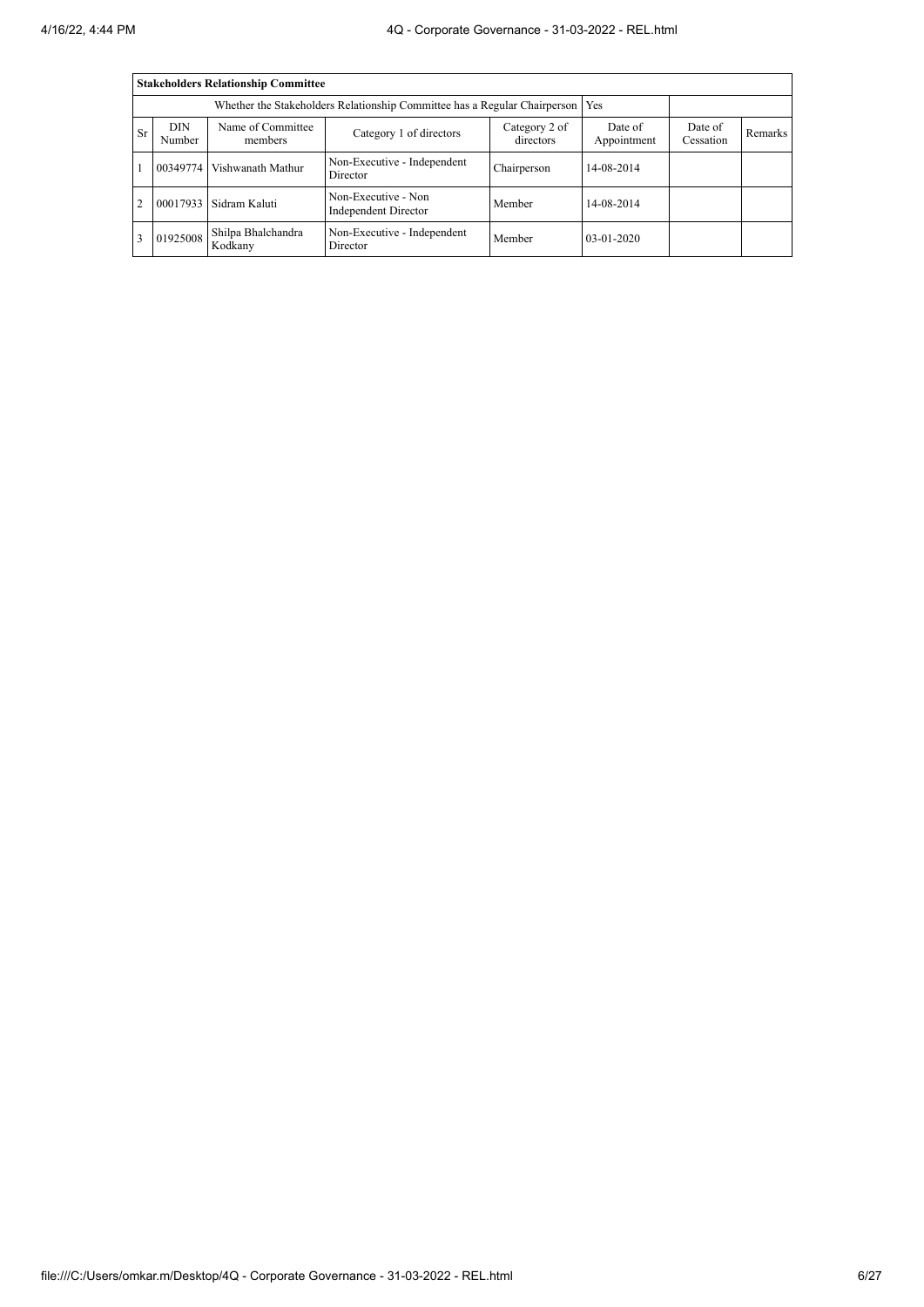| Stakeholders Relationship Committee | | | | | | | |
|---|---|---|---|---|---|---|---|
| Whether the Stakeholders Relationship Committee has a Regular Chairperson | | | | | Yes | | |
| Sr | DIN Number | Name of Committee members | Category 1 of directors | Category 2 of directors | Date of Appointment | Date of Cessation | Remarks |
| 1 | 00349774 | Vishwanath Mathur | Non-Executive - Independent Director | Chairperson | 14-08-2014 | | |
| 2 | 00017933 | Sidram Kaluti | Non-Executive - Non Independent Director | Member | 14-08-2014 | | |
| 3 | 01925008 | Shilpa Bhalchandra Kodkany | Non-Executive - Independent Director | Member | 03-01-2020 | | |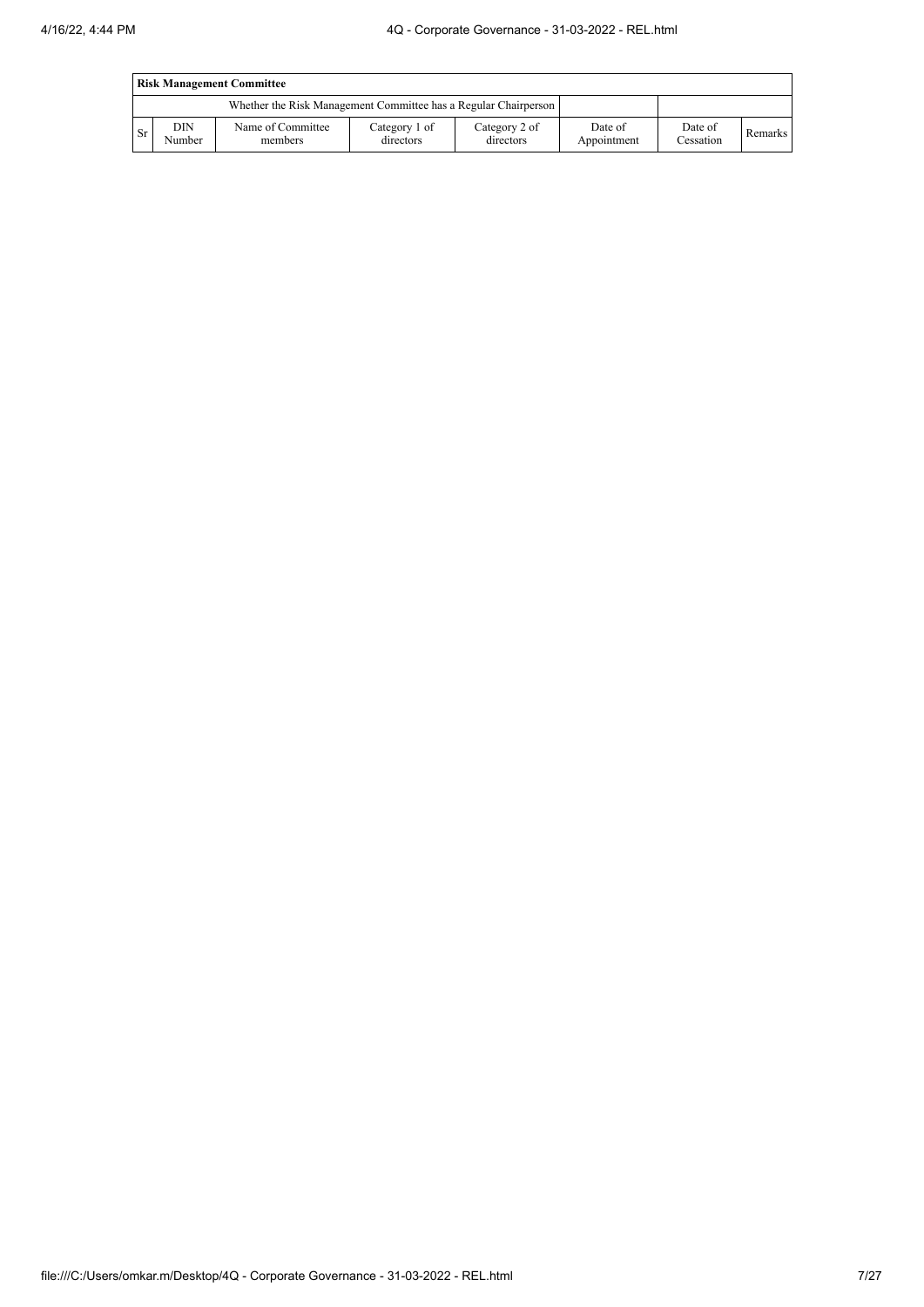| Risk Management Committee | | | | | | | |
|---|---|---|---|---|---|---|---|
| Whether the Risk Management Committee has a Regular Chairperson | | | | | | | |
| Sr | DIN Number | Name of Committee members | Category 1 of directors | Category 2 of directors | Date of Appointment | Date of Cessation | Remarks |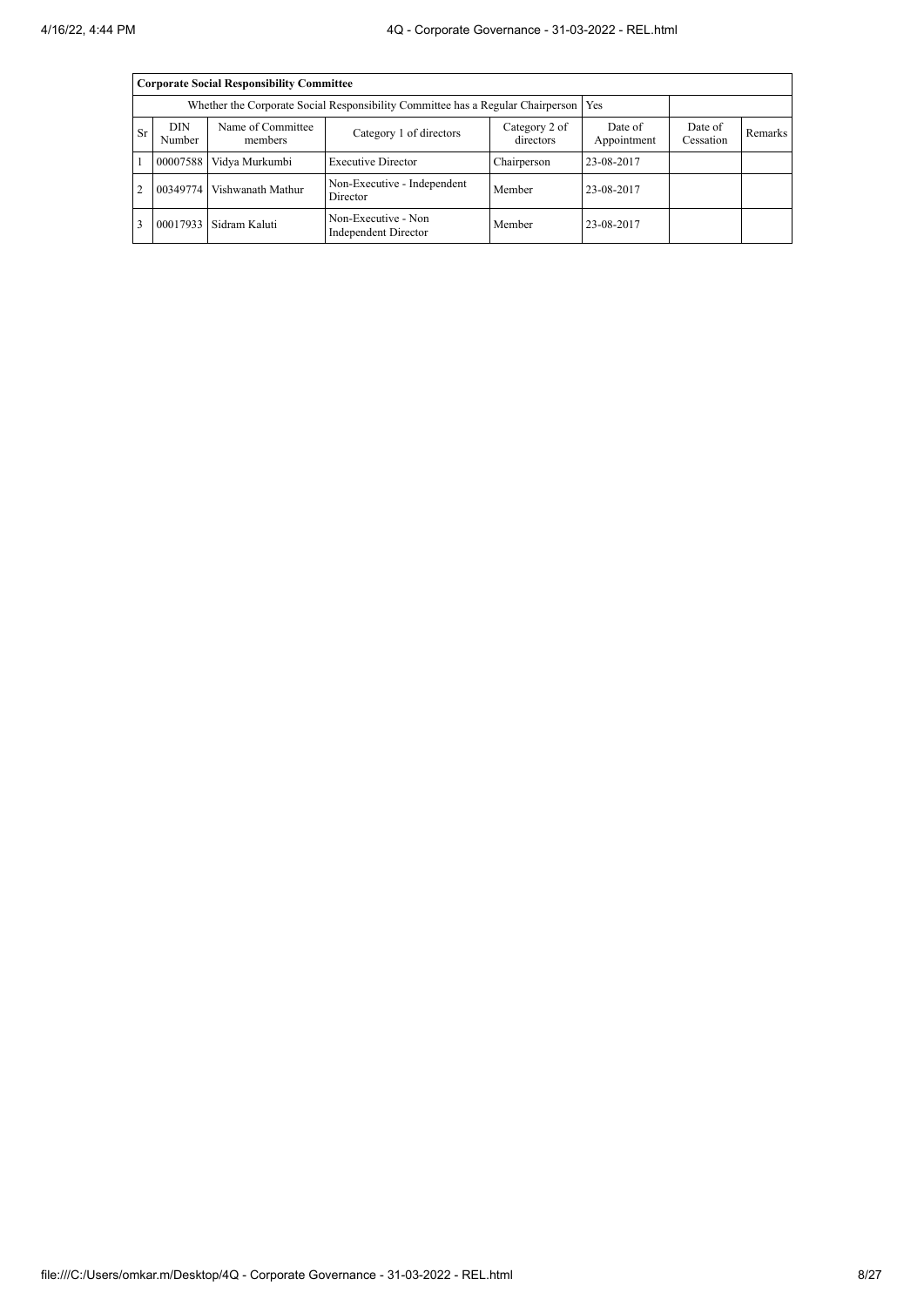| Corporate Social Responsibility Committee | | | | | | | |
|---|---|---|---|---|---|---|---|
| Whether the Corporate Social Responsibility Committee has a Regular Chairperson | | | | | Yes | | |
| Sr | DIN Number | Name of Committee members | Category 1 of directors | Category 2 of directors | Date of Appointment | Date of Cessation | Remarks |
| 1 | 00007588 | Vidya Murkumbi | Executive Director | Chairperson | 23-08-2017 | | |
| 2 | 00349774 | Vishwanath Mathur | Non-Executive - Independent Director | Member | 23-08-2017 | | |
| 3 | 00017933 | Sidram Kaluti | Non-Executive - Non Independent Director | Member | 23-08-2017 | | |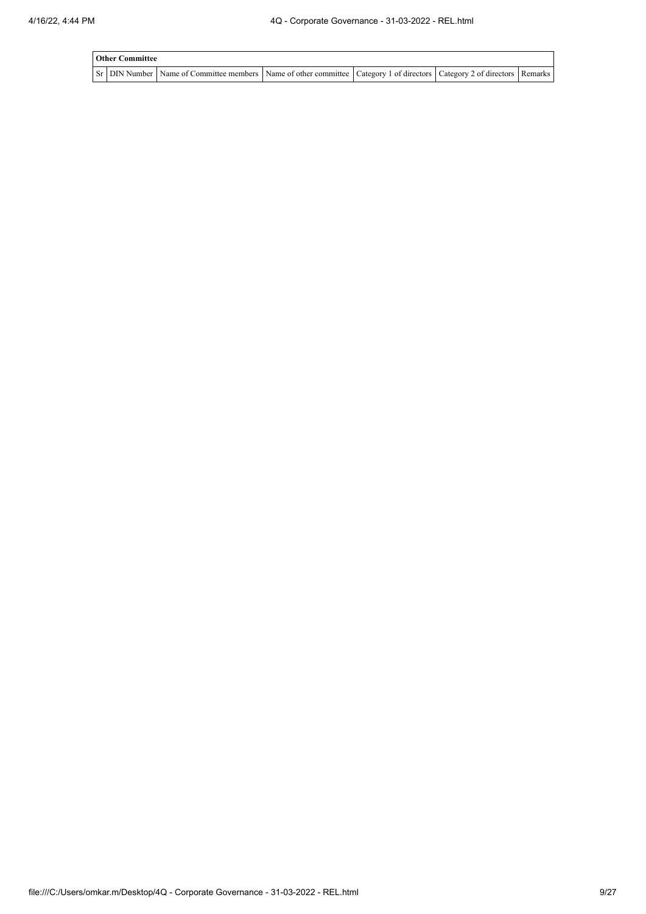| Other Committee | | | | | | |
|---|---|---|---|---|---|---|
| Sr | DIN Number | Name of Committee members | Name of other committee | Category 1 of directors | Category 2 of directors | Remarks |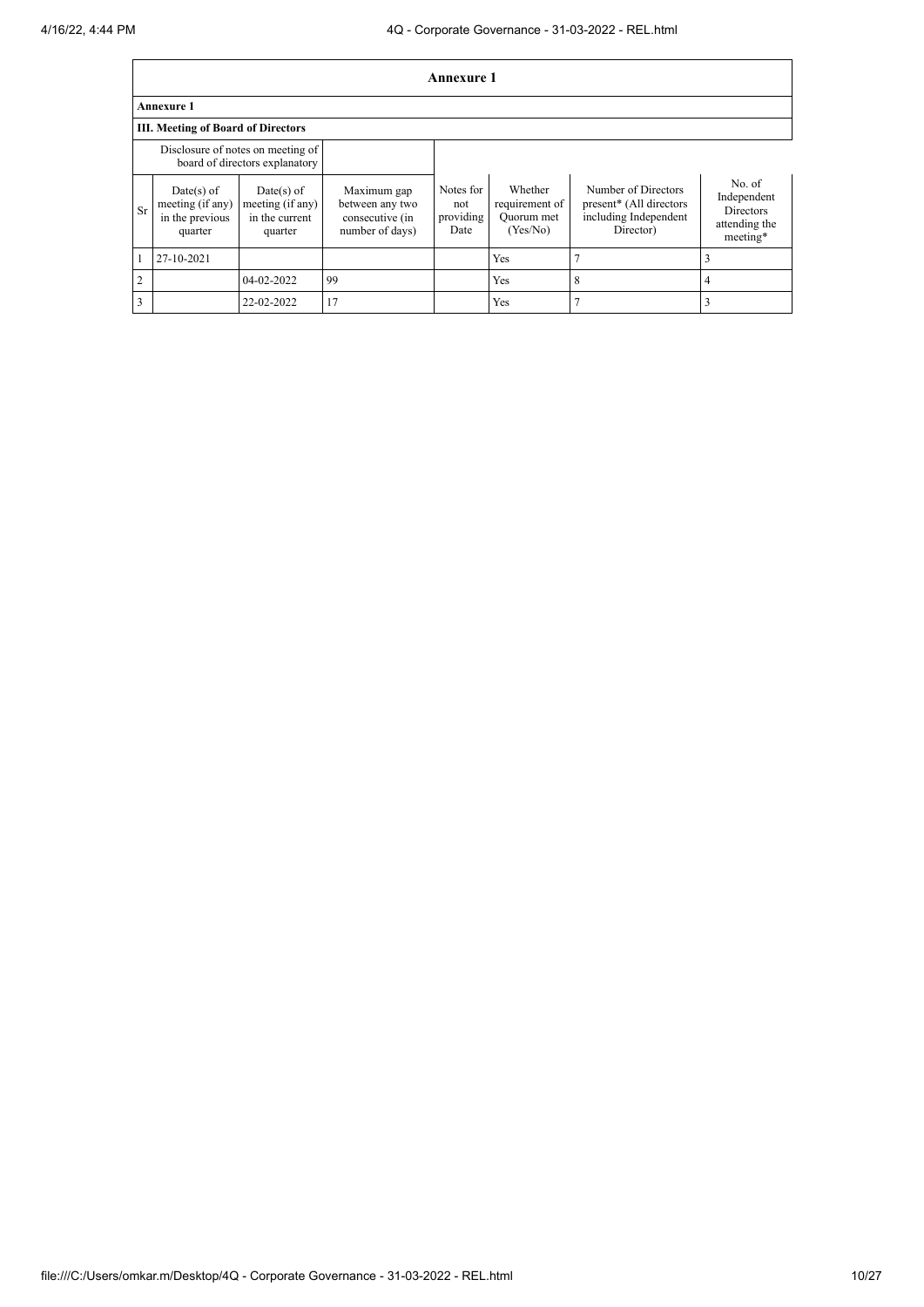# Annexure 1

## Annexure 1

### III. Meeting of Board of Directors

| Disclosure of notes on meeting of board of directors explanatory | | | | | | | |
|---|---|---|---|---|---|---|---|
| Sr | Date(s) of meeting (if any) in the previous quarter | Date(s) of meeting (if any) in the current quarter | Maximum gap between any two consecutive (in number of days) | Notes for not providing Date | Whether requirement of Quorum met (Yes/No) | Number of Directors present* (All directors including Independent Director) | No. of Independent Directors attending the meeting* |
| 1 | 27-10-2021 | | | | Yes | 7 | 3 |
| 2 | | 04-02-2022 | 99 | | Yes | 8 | 4 |
| 3 | | 22-02-2022 | 17 | | Yes | 7 | 3 |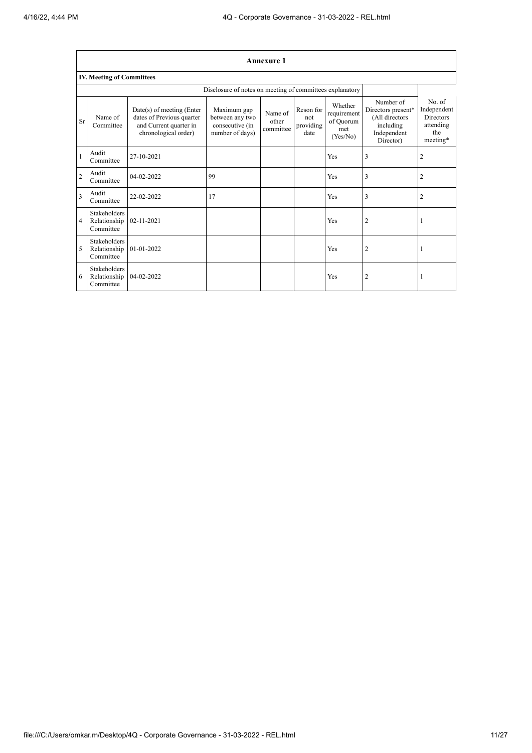## Annexure 1

### IV. Meeting of Committees

Disclosure of notes on meeting of committees explanatory

| Sr | Name of Committee | Date(s) of meeting (Enter dates of Previous quarter and Current quarter in chronological order) | Maximum gap between any two consecutive (in number of days) | Name of other committee | Reson for not providing date | Whether requirement of Quorum met (Yes/No) | Number of Directors present* (All directors including Independent Director) | No. of Independent Directors attending the meeting* |
|---|---|---|---|---|---|---|---|---|
| 1 | Audit Committee | 27-10-2021 | | | | Yes | 3 | 2 |
| 2 | Audit Committee | 04-02-2022 | 99 | | | Yes | 3 | 2 |
| 3 | Audit Committee | 22-02-2022 | 17 | | | Yes | 3 | 2 |
| 4 | Stakeholders Relationship Committee | 02-11-2021 | | | | Yes | 2 | 1 |
| 5 | Stakeholders Relationship Committee | 01-01-2022 | | | | Yes | 2 | 1 |
| 6 | Stakeholders Relationship Committee | 04-02-2022 | | | | Yes | 2 | 1 |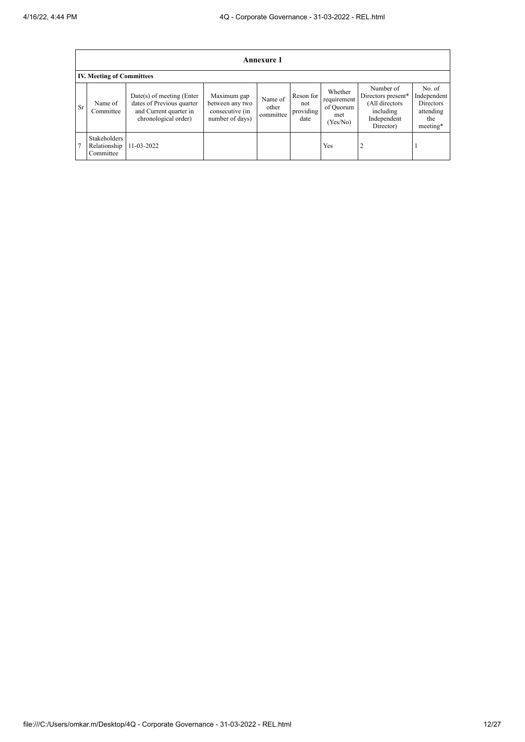## Annexure 1

### IV. Meeting of Committees

| Sr | Name of Committee | Date(s) of meeting (Enter dates of Previous quarter and Current quarter in chronological order) | Maximum gap between any two consecutive (in number of days) | Name of other committee | Reson for not providing date | Whether requirement of Quorum met (Yes/No) | Number of Directors present* (All directors including Independent Director) | No. of Independent Directors attending the meeting* |
|---|---|---|---|---|---|---|---|---|
| 7 | Stakeholders Relationship Committee | 11-03-2022 | | | | Yes | 2 | 1 |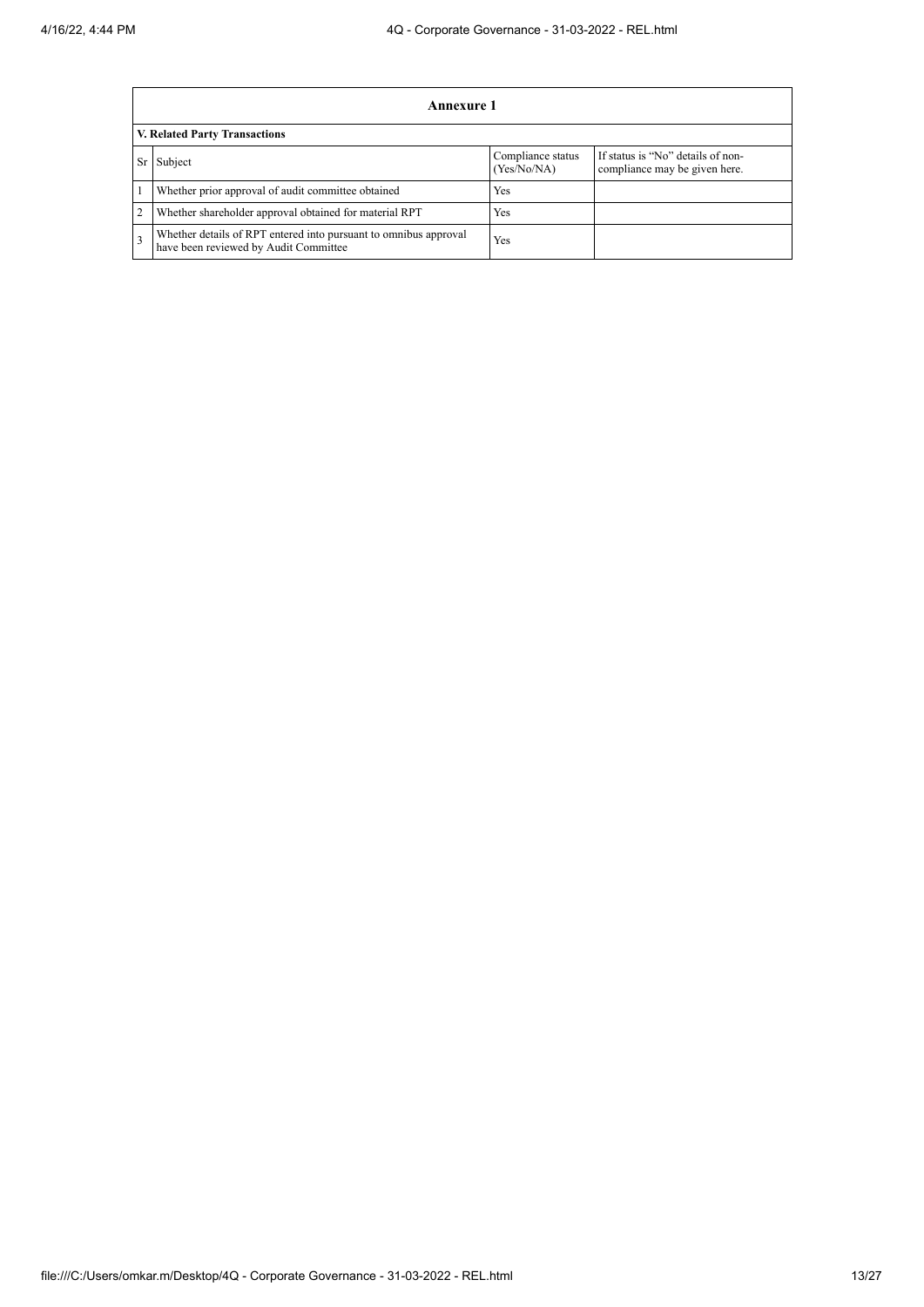## Annexure 1

### V. Related Party Transactions

| Sr | Subject | Compliance status (Yes/No/NA) | If status is “No” details of non-compliance may be given here. |
|---|---|---|---|
| 1 | Whether prior approval of audit committee obtained | Yes | |
| 2 | Whether shareholder approval obtained for material RPT | Yes | |
| 3 | Whether details of RPT entered into pursuant to omnibus approval have been reviewed by Audit Committee | Yes | |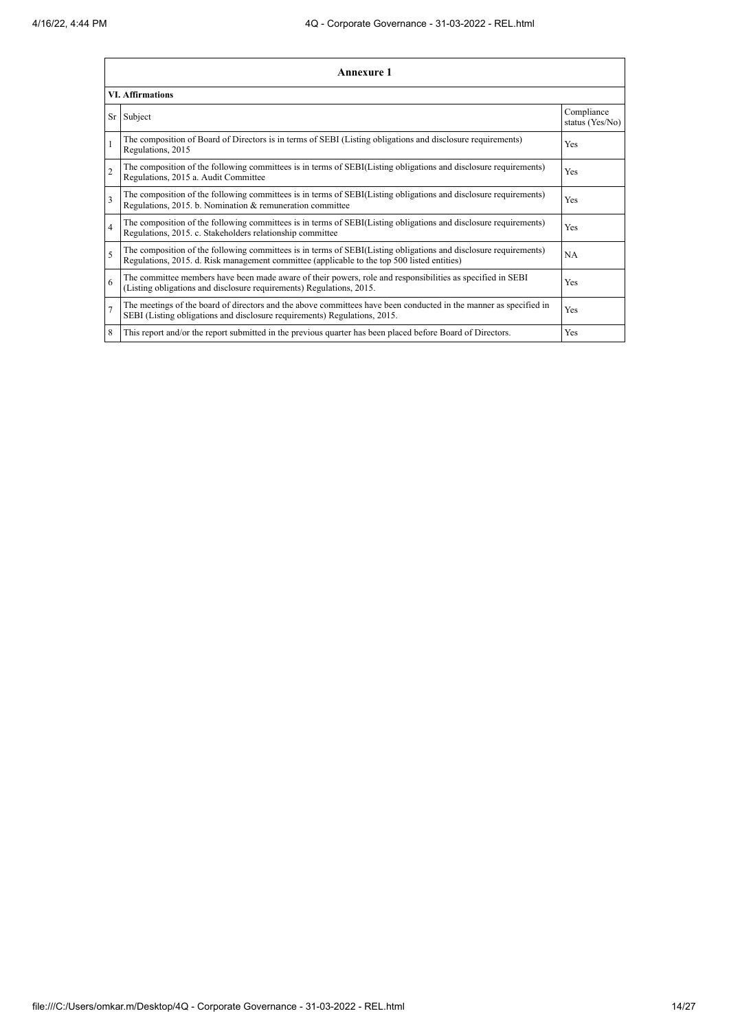## Annexure 1

### VI. Affirmations

| Sr | Subject | Compliance status (Yes/No) |
|---|---|---|
| 1 | The composition of Board of Directors is in terms of SEBI (Listing obligations and disclosure requirements) Regulations, 2015 | Yes |
| 2 | The composition of the following committees is in terms of SEBI(Listing obligations and disclosure requirements) Regulations, 2015 a. Audit Committee | Yes |
| 3 | The composition of the following committees is in terms of SEBI(Listing obligations and disclosure requirements) Regulations, 2015. b. Nomination & remuneration committee | Yes |
| 4 | The composition of the following committees is in terms of SEBI(Listing obligations and disclosure requirements) Regulations, 2015. c. Stakeholders relationship committee | Yes |
| 5 | The composition of the following committees is in terms of SEBI(Listing obligations and disclosure requirements) Regulations, 2015. d. Risk management committee (applicable to the top 500 listed entities) | NA |
| 6 | The committee members have been made aware of their powers, role and responsibilities as specified in SEBI (Listing obligations and disclosure requirements) Regulations, 2015. | Yes |
| 7 | The meetings of the board of directors and the above committees have been conducted in the manner as specified in SEBI (Listing obligations and disclosure requirements) Regulations, 2015. | Yes |
| 8 | This report and/or the report submitted in the previous quarter has been placed before Board of Directors. | Yes |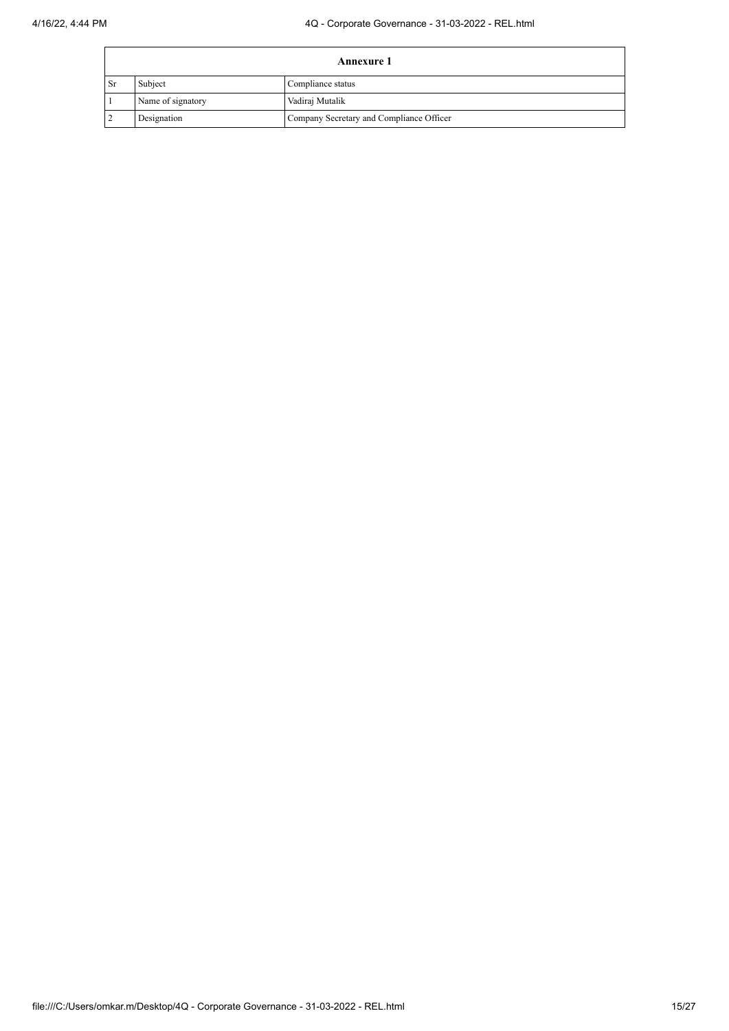| Annexure 1 | | |
|---|---|---|
| Sr | Subject | Compliance status |
| 1 | Name of signatory | Vadiraj Mutalik |
| 2 | Designation | Company Secretary and Compliance Officer |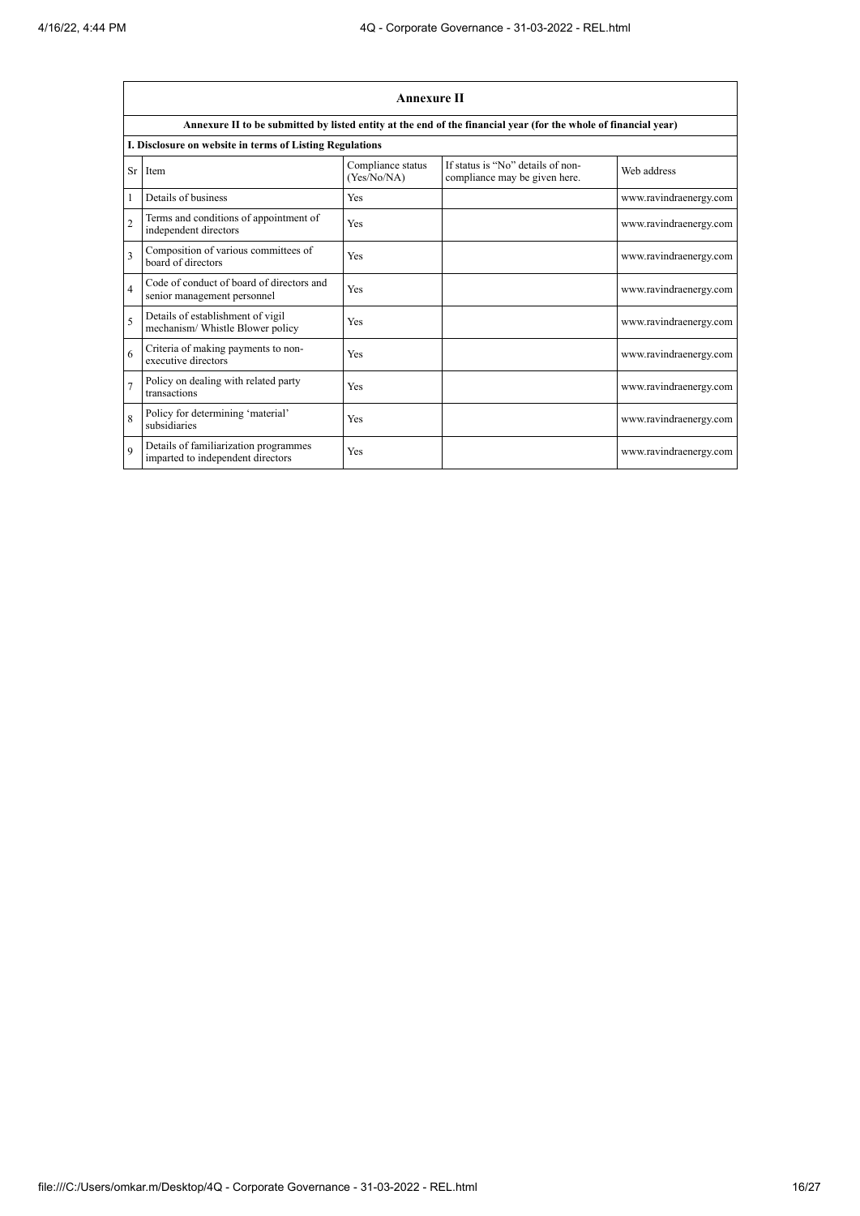## Annexure II

**Annexure II to be submitted by listed entity at the end of the financial year (for the whole of financial year)**

**I. Disclosure on website in terms of Listing Regulations**

| Sr | Item | Compliance status (Yes/No/NA) | If status is "No" details of non-compliance may be given here. | Web address |
|---|---|---|---|---|
| 1 | Details of business | Yes | | www.ravindraenergy.com |
| 2 | Terms and conditions of appointment of independent directors | Yes | | www.ravindraenergy.com |
| 3 | Composition of various committees of board of directors | Yes | | www.ravindraenergy.com |
| 4 | Code of conduct of board of directors and senior management personnel | Yes | | www.ravindraenergy.com |
| 5 | Details of establishment of vigil mechanism/ Whistle Blower policy | Yes | | www.ravindraenergy.com |
| 6 | Criteria of making payments to non-executive directors | Yes | | www.ravindraenergy.com |
| 7 | Policy on dealing with related party transactions | Yes | | www.ravindraenergy.com |
| 8 | Policy for determining 'material' subsidiaries | Yes | | www.ravindraenergy.com |
| 9 | Details of familiarization programmes imparted to independent directors | Yes | | www.ravindraenergy.com |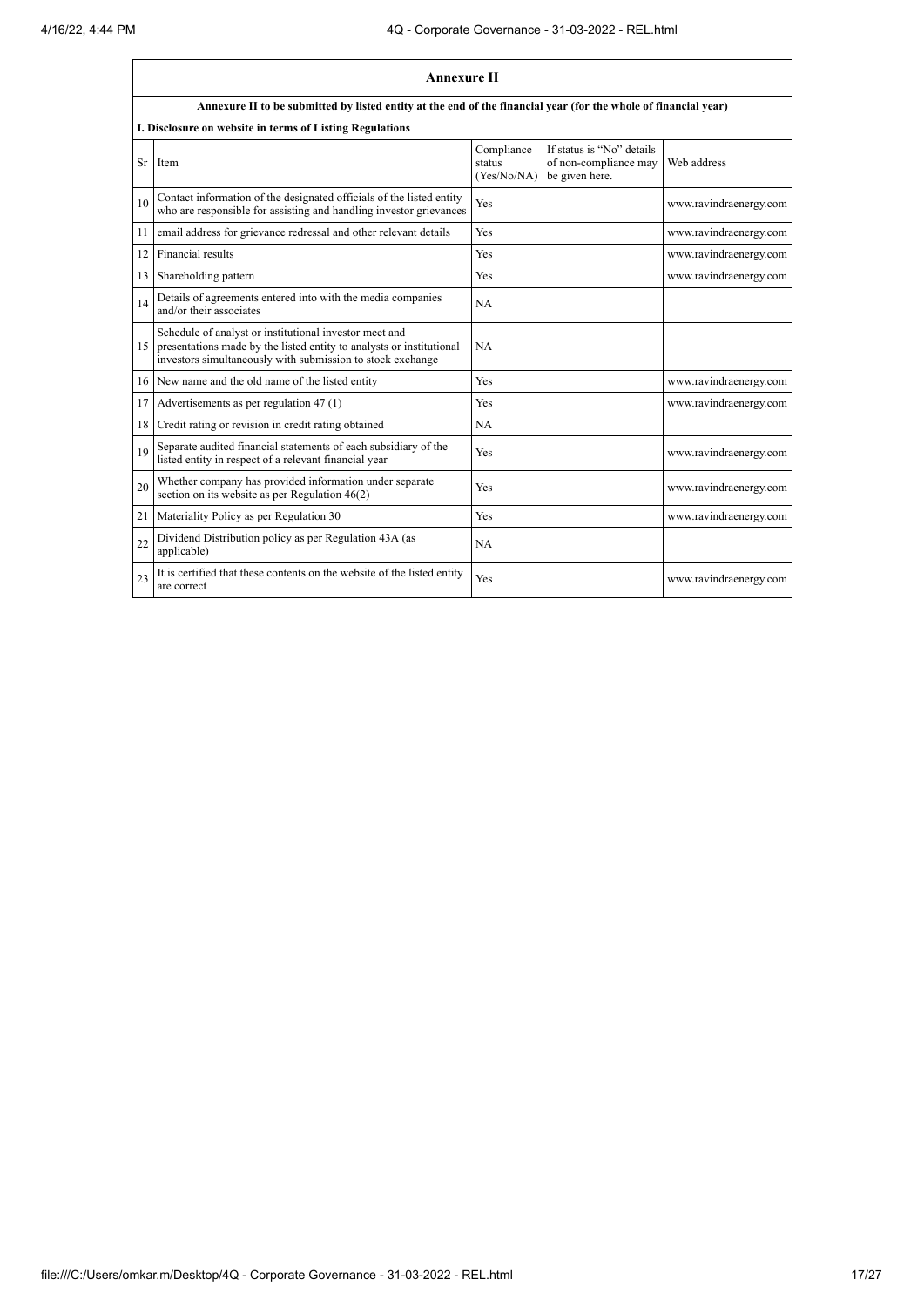## Annexure II

**Annexure II to be submitted by listed entity at the end of the financial year (for the whole of financial year)**

**I. Disclosure on website in terms of Listing Regulations**

| Sr | Item | Compliance status (Yes/No/NA) | If status is "No" details of non-compliance may be given here. | Web address |
|---|---|---|---|---|
| 10 | Contact information of the designated officials of the listed entity who are responsible for assisting and handling investor grievances | Yes | | www.ravindraenergy.com |
| 11 | email address for grievance redressal and other relevant details | Yes | | www.ravindraenergy.com |
| 12 | Financial results | Yes | | www.ravindraenergy.com |
| 13 | Shareholding pattern | Yes | | www.ravindraenergy.com |
| 14 | Details of agreements entered into with the media companies and/or their associates | NA | | |
| 15 | Schedule of analyst or institutional investor meet and presentations made by the listed entity to analysts or institutional investors simultaneously with submission to stock exchange | NA | | |
| 16 | New name and the old name of the listed entity | Yes | | www.ravindraenergy.com |
| 17 | Advertisements as per regulation 47 (1) | Yes | | www.ravindraenergy.com |
| 18 | Credit rating or revision in credit rating obtained | NA | | |
| 19 | Separate audited financial statements of each subsidiary of the listed entity in respect of a relevant financial year | Yes | | www.ravindraenergy.com |
| 20 | Whether company has provided information under separate section on its website as per Regulation 46(2) | Yes | | www.ravindraenergy.com |
| 21 | Materiality Policy as per Regulation 30 | Yes | | www.ravindraenergy.com |
| 22 | Dividend Distribution policy as per Regulation 43A (as applicable) | NA | | |
| 23 | It is certified that these contents on the website of the listed entity are correct | Yes | | www.ravindraenergy.com |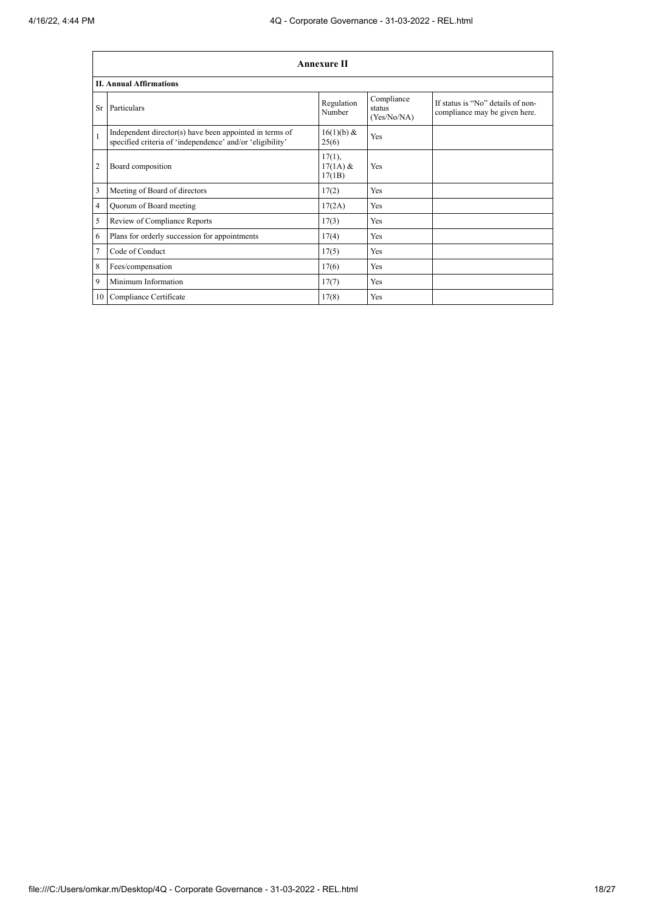| Annexure II | | | | |
|---|---|---|---|---|
| **II. Annual Affirmations** | | | | |
| Sr | Particulars | Regulation Number | Compliance status (Yes/No/NA) | If status is "No" details of non-compliance may be given here. |
| 1 | Independent director(s) have been appointed in terms of specified criteria of 'independence' and/or 'eligibility' | 16(1)(b) & 25(6) | Yes | |
| 2 | Board composition | 17(1), 17(1A) & 17(1B) | Yes | |
| 3 | Meeting of Board of directors | 17(2) | Yes | |
| 4 | Quorum of Board meeting | 17(2A) | Yes | |
| 5 | Review of Compliance Reports | 17(3) | Yes | |
| 6 | Plans for orderly succession for appointments | 17(4) | Yes | |
| 7 | Code of Conduct | 17(5) | Yes | |
| 8 | Fees/compensation | 17(6) | Yes | |
| 9 | Minimum Information | 17(7) | Yes | |
| 10 | Compliance Certificate | 17(8) | Yes | |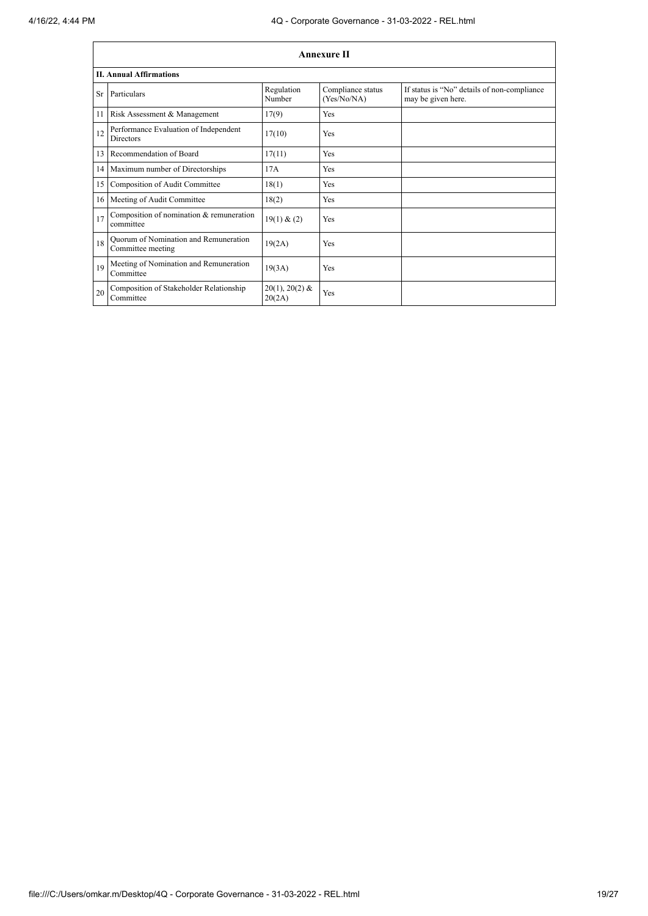| Annexure II | | | | |
|---|---|---|---|---|
| **II. Annual Affirmations** | | | | |
| Sr | Particulars | Regulation Number | Compliance status (Yes/No/NA) | If status is "No" details of non-compliance may be given here. |
| 11 | Risk Assessment & Management | 17(9) | Yes | |
| 12 | Performance Evaluation of Independent Directors | 17(10) | Yes | |
| 13 | Recommendation of Board | 17(11) | Yes | |
| 14 | Maximum number of Directorships | 17A | Yes | |
| 15 | Composition of Audit Committee | 18(1) | Yes | |
| 16 | Meeting of Audit Committee | 18(2) | Yes | |
| 17 | Composition of nomination & remuneration committee | 19(1) & (2) | Yes | |
| 18 | Quorum of Nomination and Remuneration Committee meeting | 19(2A) | Yes | |
| 19 | Meeting of Nomination and Remuneration Committee | 19(3A) | Yes | |
| 20 | Composition of Stakeholder Relationship Committee | 20(1), 20(2) & 20(2A) | Yes | |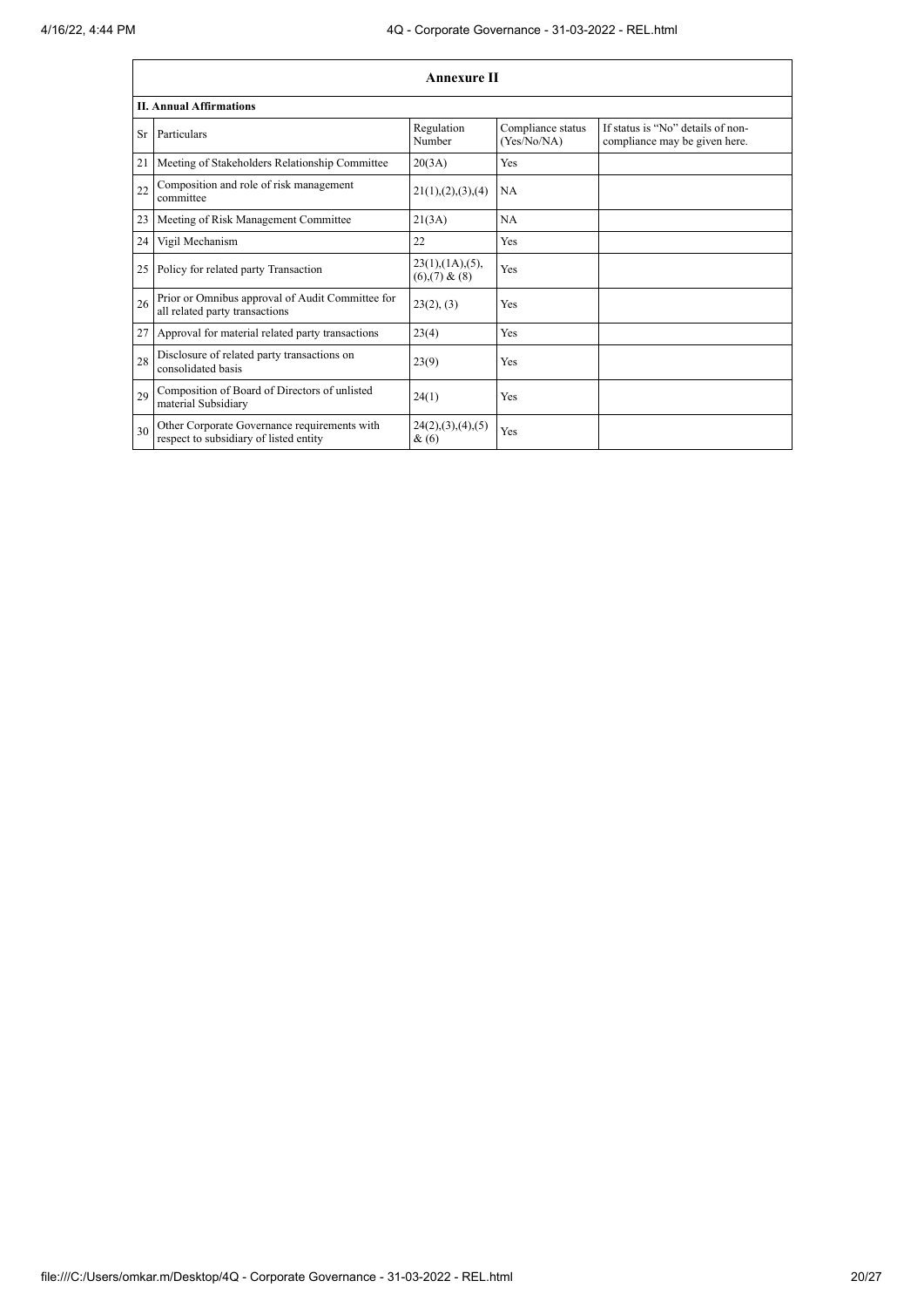## Annexure II

### II. Annual Affirmations

| Sr | Particulars | Regulation Number | Compliance status (Yes/No/NA) | If status is "No" details of non-compliance may be given here. |
|---|---|---|---|---|
| 21 | Meeting of Stakeholders Relationship Committee | 20(3A) | Yes | |
| 22 | Composition and role of risk management committee | 21(1),(2),(3),(4) | NA | |
| 23 | Meeting of Risk Management Committee | 21(3A) | NA | |
| 24 | Vigil Mechanism | 22 | Yes | |
| 25 | Policy for related party Transaction | 23(1),(1A),(5),(6),(7) & (8) | Yes | |
| 26 | Prior or Omnibus approval of Audit Committee for all related party transactions | 23(2), (3) | Yes | |
| 27 | Approval for material related party transactions | 23(4) | Yes | |
| 28 | Disclosure of related party transactions on consolidated basis | 23(9) | Yes | |
| 29 | Composition of Board of Directors of unlisted material Subsidiary | 24(1) | Yes | |
| 30 | Other Corporate Governance requirements with respect to subsidiary of listed entity | 24(2),(3),(4),(5) & (6) | Yes | |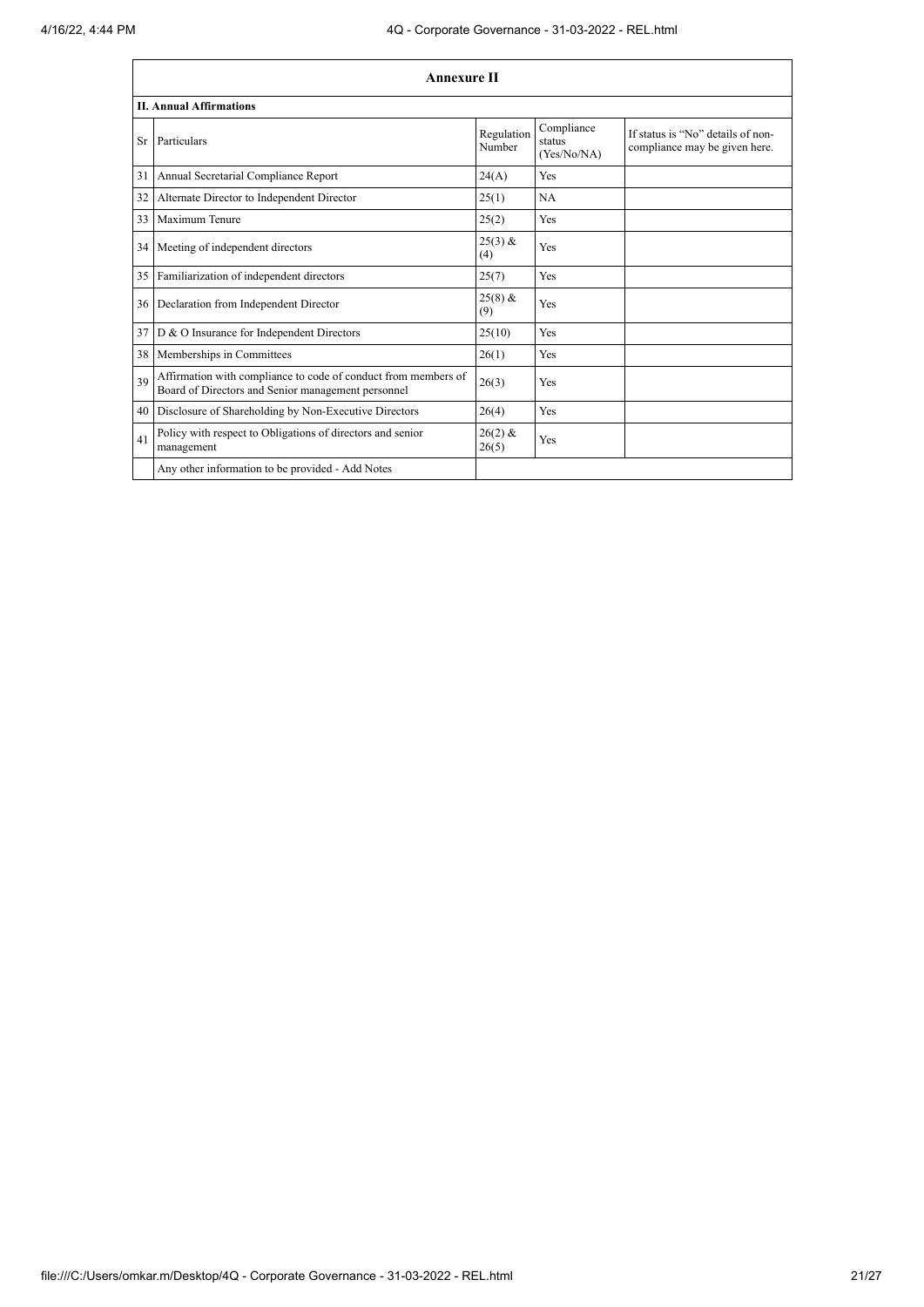## Annexure II

### II. Annual Affirmations

| Sr | Particulars | Regulation Number | Compliance status (Yes/No/NA) | If status is "No" details of non-compliance may be given here. |
|---|---|---|---|---|
| 31 | Annual Secretarial Compliance Report | 24(A) | Yes | |
| 32 | Alternate Director to Independent Director | 25(1) | NA | |
| 33 | Maximum Tenure | 25(2) | Yes | |
| 34 | Meeting of independent directors | 25(3) & (4) | Yes | |
| 35 | Familiarization of independent directors | 25(7) | Yes | |
| 36 | Declaration from Independent Director | 25(8) & (9) | Yes | |
| 37 | D & O Insurance for Independent Directors | 25(10) | Yes | |
| 38 | Memberships in Committees | 26(1) | Yes | |
| 39 | Affirmation with compliance to code of conduct from members of Board of Directors and Senior management personnel | 26(3) | Yes | |
| 40 | Disclosure of Shareholding by Non-Executive Directors | 26(4) | Yes | |
| 41 | Policy with respect to Obligations of directors and senior management | 26(2) & 26(5) | Yes | |
| | Any other information to be provided - Add Notes | | | |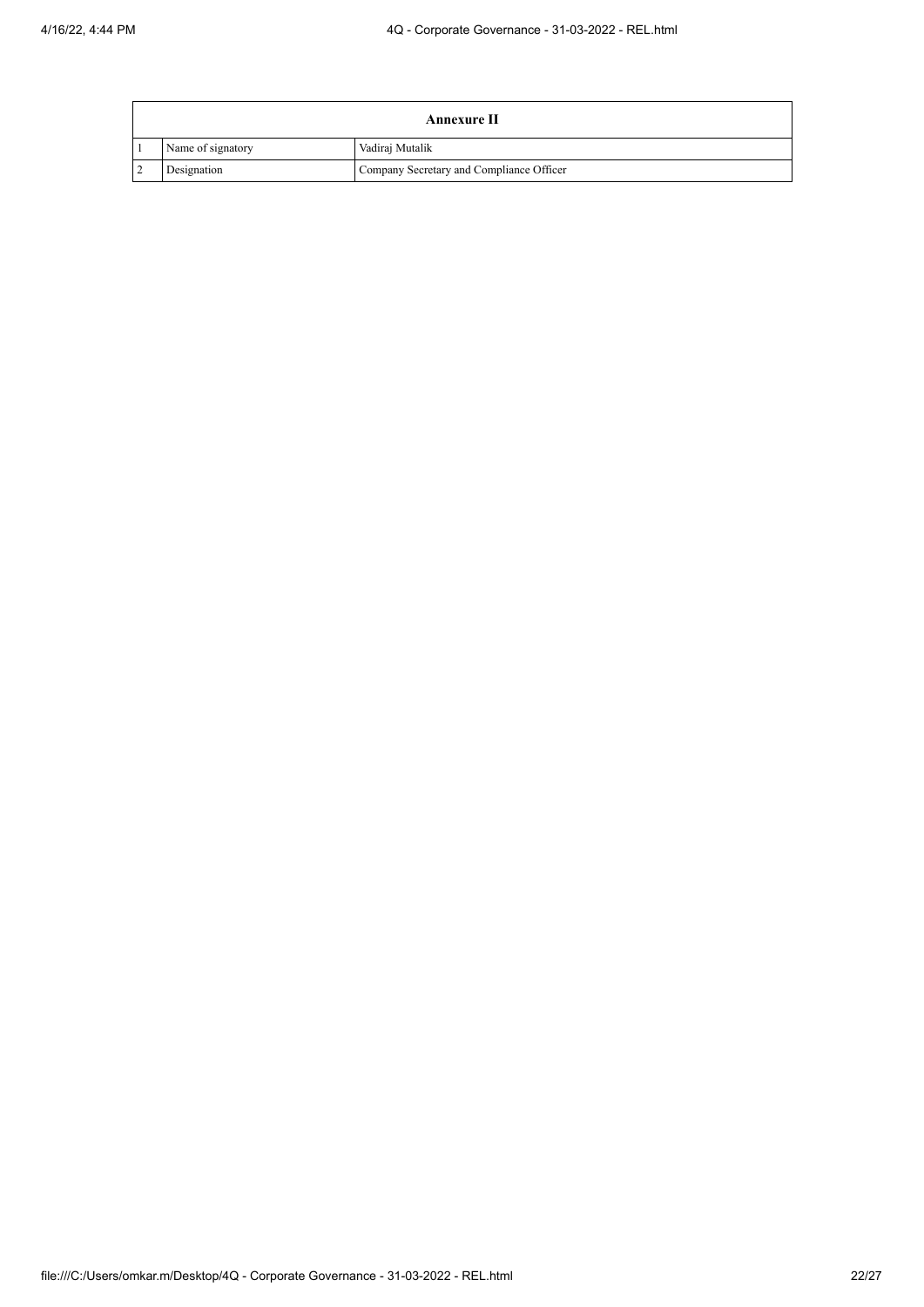| Annexure II | | |
|---|---|---|
| 1 | Name of signatory | Vadiraj Mutalik |
| 2 | Designation | Company Secretary and Compliance Officer |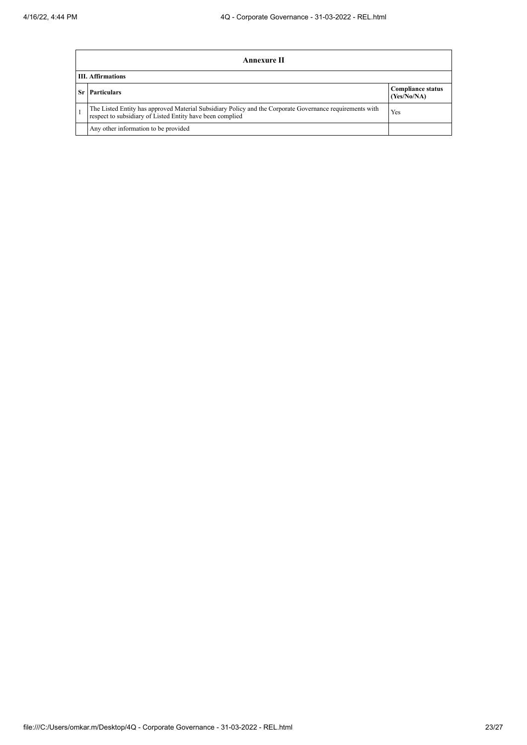| Annexure II | | |
|---|---|---|
| **III. Affirmations** | | |
| **Sr** | **Particulars** | **Compliance status (Yes/No/NA)** |
| 1 | The Listed Entity has approved Material Subsidiary Policy and the Corporate Governance requirements with respect to subsidiary of Listed Entity have been complied | Yes |
| | Any other information to be provided | |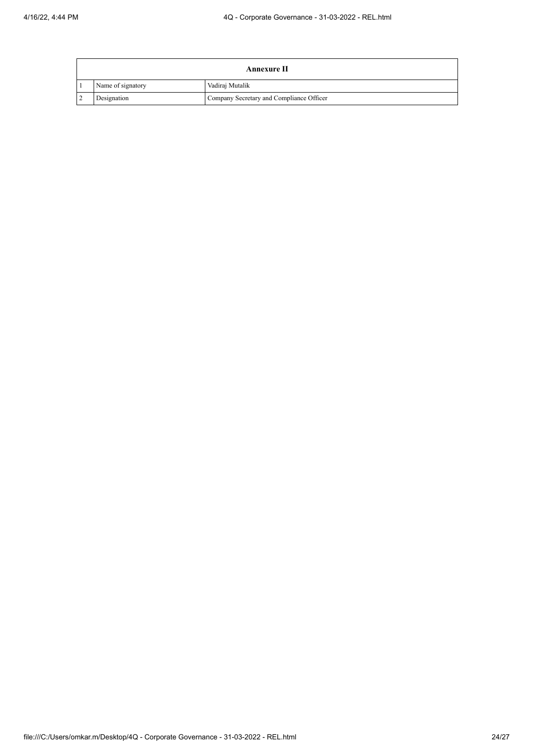| Annexure II | | |
|---|---|---|
| 1 | Name of signatory | Vadiraj Mutalik |
| 2 | Designation | Company Secretary and Compliance Officer |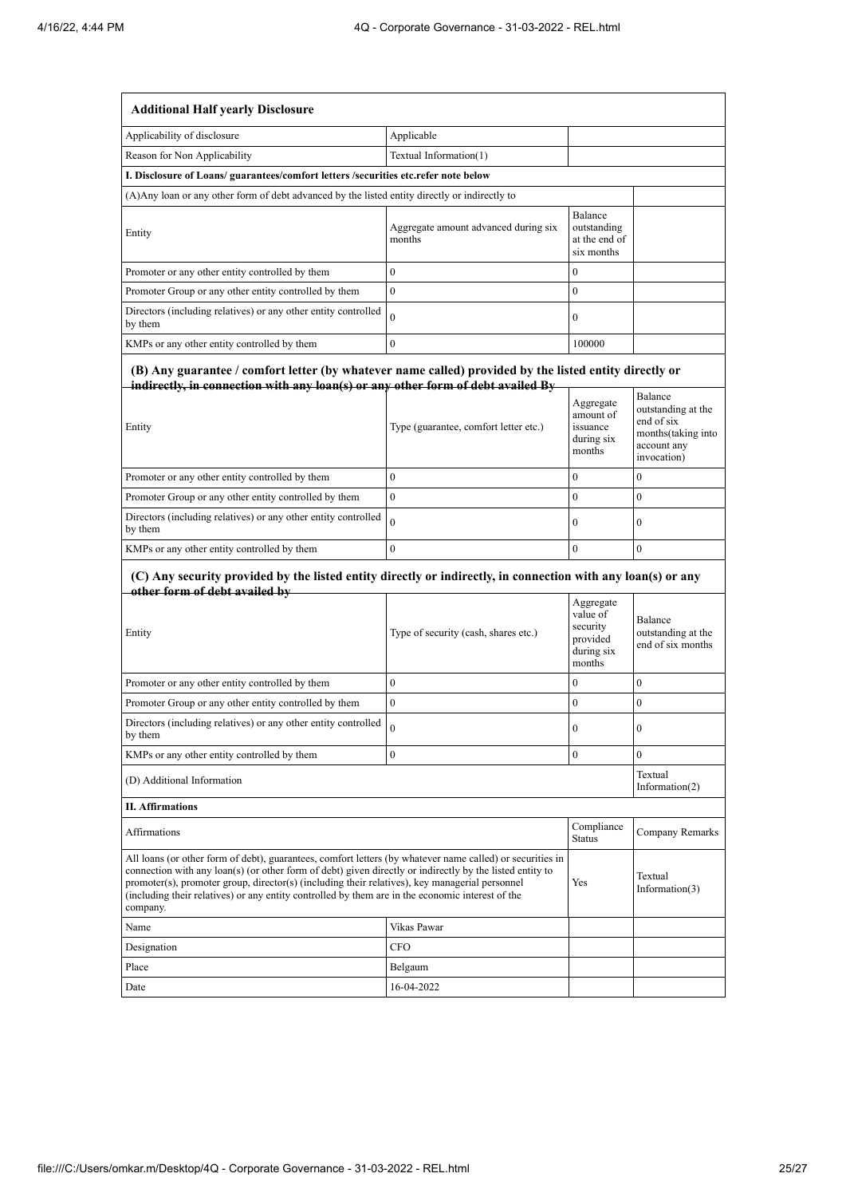| Additional Half yearly Disclosure | | | |
|---|---|---|---|
| Applicability of disclosure | Applicable | | |
| Reason for Non Applicability | Textual Information(1) | | |
| **I. Disclosure of Loans/ guarantees/comfort letters /securities etc.refer note below** | | | |
| (A)Any loan or any other form of debt advanced by the listed entity directly or indirectly to | | | |
| Entity | Aggregate amount advanced during six months | Balance outstanding at the end of six months | |
| Promoter or any other entity controlled by them | 0 | 0 | |
| Promoter Group or any other entity controlled by them | 0 | 0 | |
| Directors (including relatives) or any other entity controlled by them | 0 | 0 | |
| KMPs or any other entity controlled by them | 0 | 100000 | |
| **(B) Any guarantee / comfort letter (by whatever name called) provided by the listed entity directly or indirectly, in connection with any loan(s) or any other form of debt availed By** | | | |
| Entity | Type (guarantee, comfort letter etc.) | Aggregate amount of issuance during six months | Balance outstanding at the end of six months(taking into account any invocation) |
| Promoter or any other entity controlled by them | 0 | 0 | 0 |
| Promoter Group or any other entity controlled by them | 0 | 0 | 0 |
| Directors (including relatives) or any other entity controlled by them | 0 | 0 | 0 |
| KMPs or any other entity controlled by them | 0 | 0 | 0 |
| **(C) Any security provided by the listed entity directly or indirectly, in connection with any loan(s) or any other form of debt availed by** | | | |
| Entity | Type of security (cash, shares etc.) | Aggregate value of security provided during six months | Balance outstanding at the end of six months |
| Promoter or any other entity controlled by them | 0 | 0 | 0 |
| Promoter Group or any other entity controlled by them | 0 | 0 | 0 |
| Directors (including relatives) or any other entity controlled by them | 0 | 0 | 0 |
| KMPs or any other entity controlled by them | 0 | 0 | 0 |
| (D) Additional Information | | | Textual Information(2) |
| **II. Affirmations** | | | |
| Affirmations | | Compliance Status | Company Remarks |
| All loans (or other form of debt), guarantees, comfort letters (by whatever name called) or securities in connection with any loan(s) (or other form of debt) given directly or indirectly by the listed entity to promoter(s), promoter group, director(s) (including their relatives), key managerial personnel (including their relatives) or any entity controlled by them are in the economic interest of the company. | | Yes | Textual Information(3) |
| Name | Vikas Pawar | | |
| Designation | CFO | | |
| Place | Belgaum | | |
| Date | 16-04-2022 | | |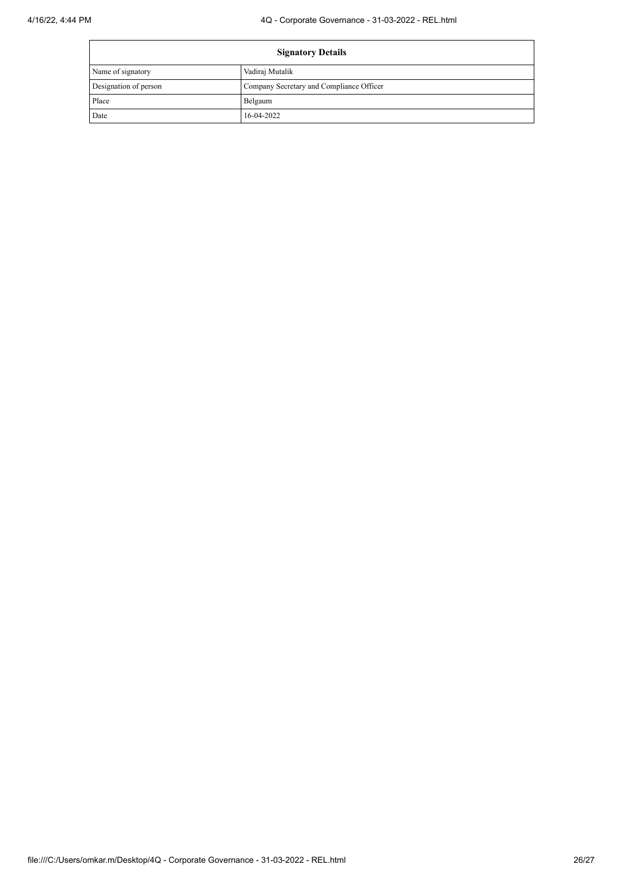| Signatory Details | |
|---|---|
| Name of signatory | Vadiraj Mutalik |
| Designation of person | Company Secretary and Compliance Officer |
| Place | Belgaum |
| Date | 16-04-2022 |